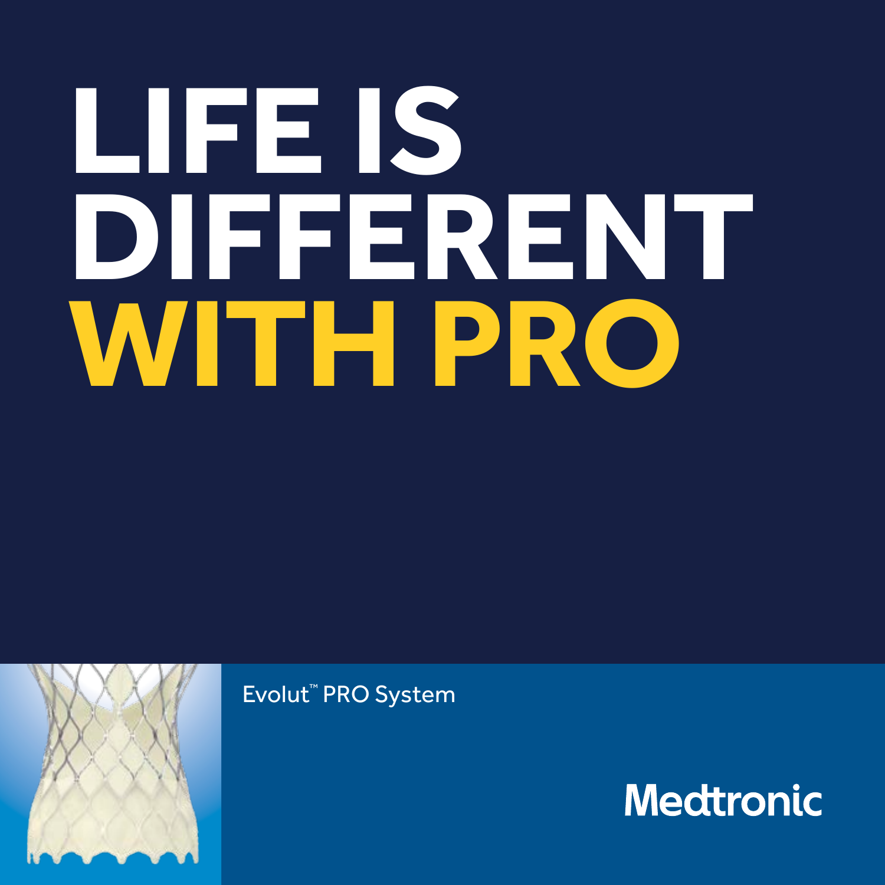# LIFE IS DIFFERENT WITH PRO

Evolut™ PRO System

Medtronic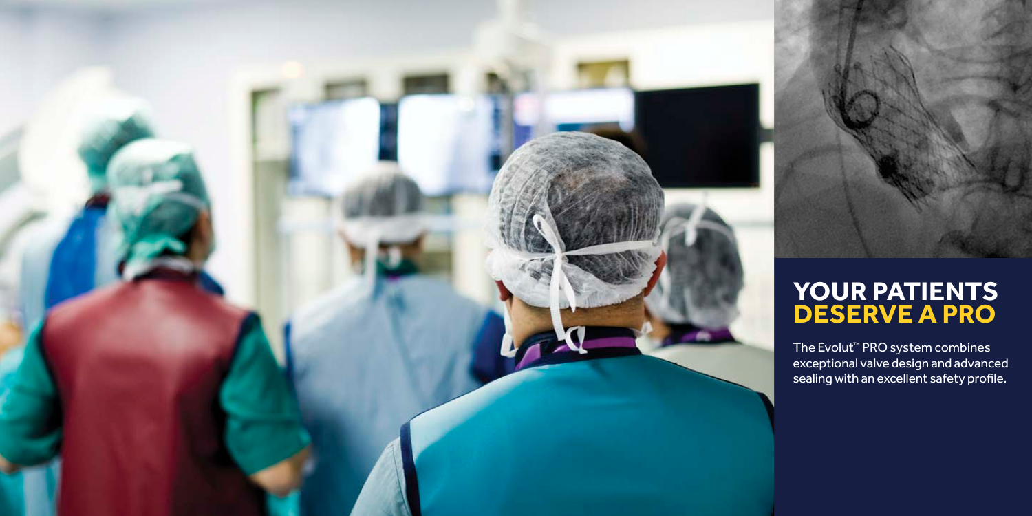# YOUR PATIENTS DESERVE A PRO

The Evolut™ PRO system combines exceptional valve design and advanced sealing with an excellent safety profile.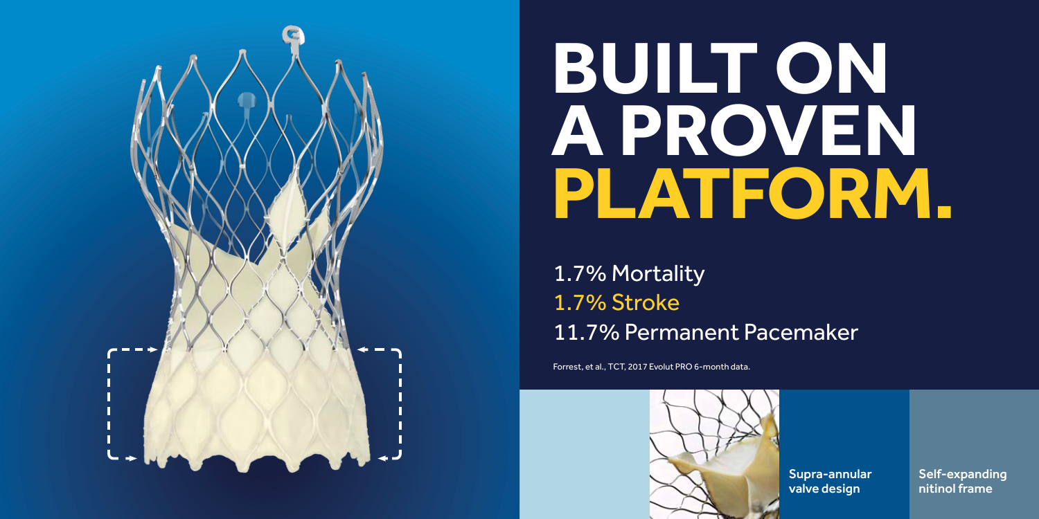# BUILT ON A PROVEN PLATFORM.

1.7% Mortality

1.7% Stroke

11.7% Permanent Pacemaker

Forrest, et al., TCT, 2017 Evolut PRO 6-month data.

Supra-annular valve design

Self-expanding nitinol frame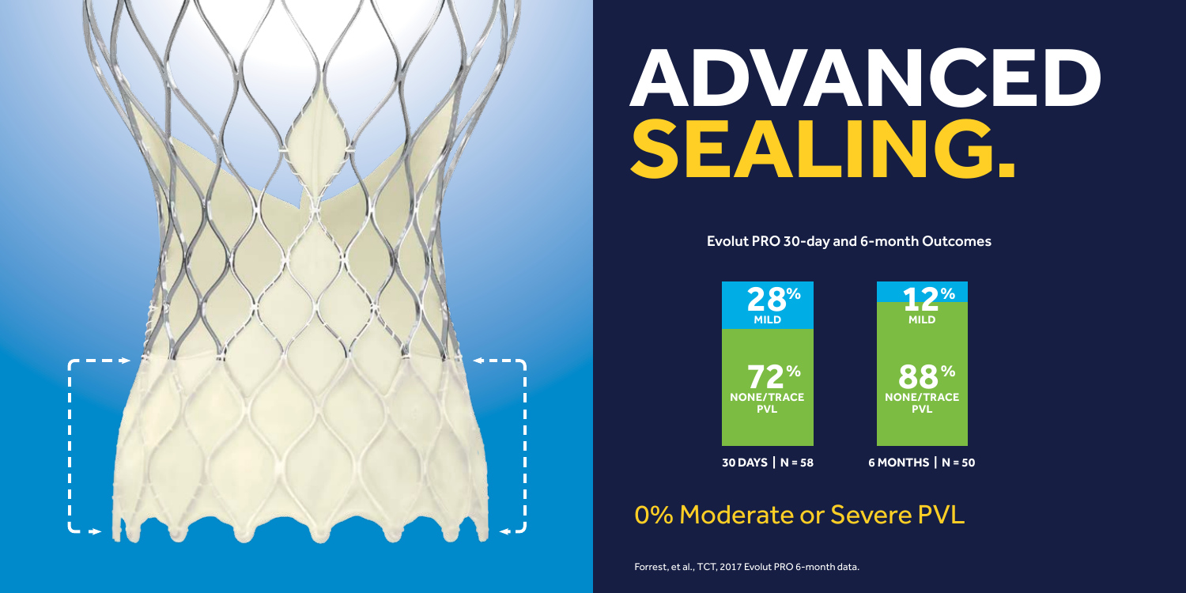# ADVANCED SEALING.

Evolut PRO 30-day and 6-month Outcomes

| | 30 DAYS \| N = 58 | 6 MONTHS \| N = 50 |
| --- | --- | --- |
| MILD | 28% | 12% |
| NONE/TRACE PVL | 72% | 88% |

## 0% Moderate or Severe PVL

Forrest, et al., TCT, 2017 Evolut PRO 6-month data.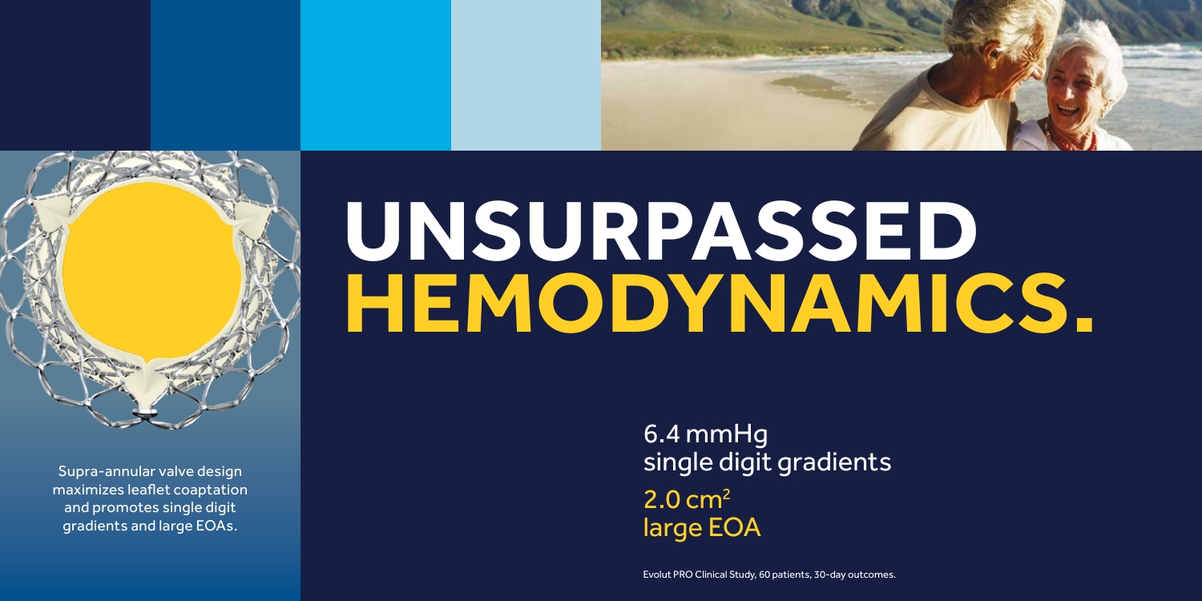# UNSURPASSED HEMODYNAMICS.

Supra-annular valve design maximizes leaflet coaptation and promotes single digit gradients and large EOAs.

6.4 mmHg
single digit gradients

$2.0\ cm^2$
large EOA

Evolut PRO Clinical Study, 60 patients, 30-day outcomes.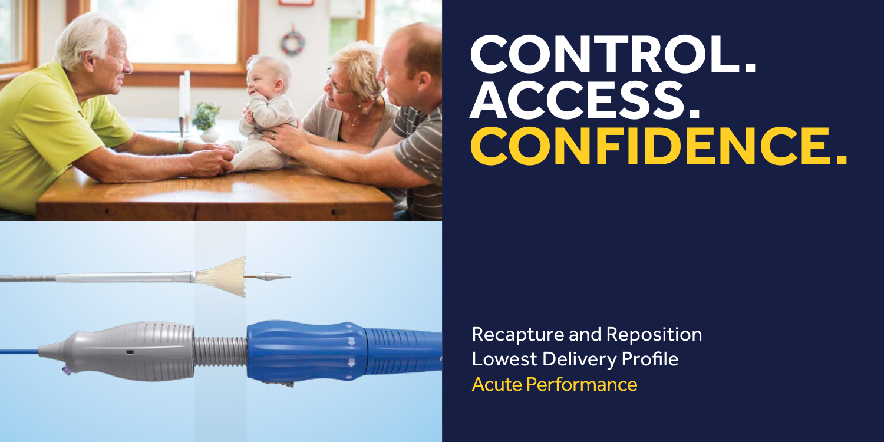# CONTROL. ACCESS. CONFIDENCE.

Recapture and Reposition
Lowest Delivery Profile
Acute Performance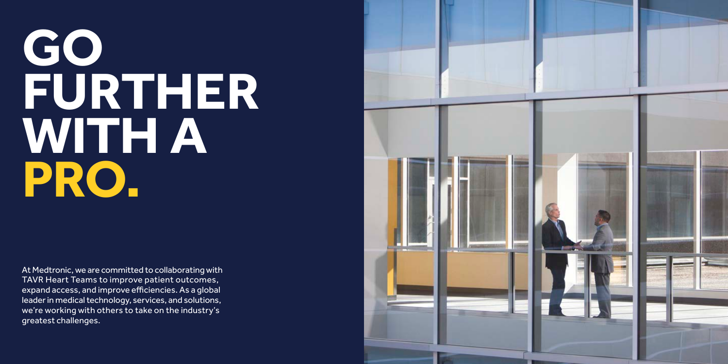# GO FURTHER WITH A PRO.

At Medtronic, we are committed to collaborating with TAVR Heart Teams to improve patient outcomes, expand access, and improve efficiencies. As a global leader in medical technology, services, and solutions, we're working with others to take on the industry's greatest challenges.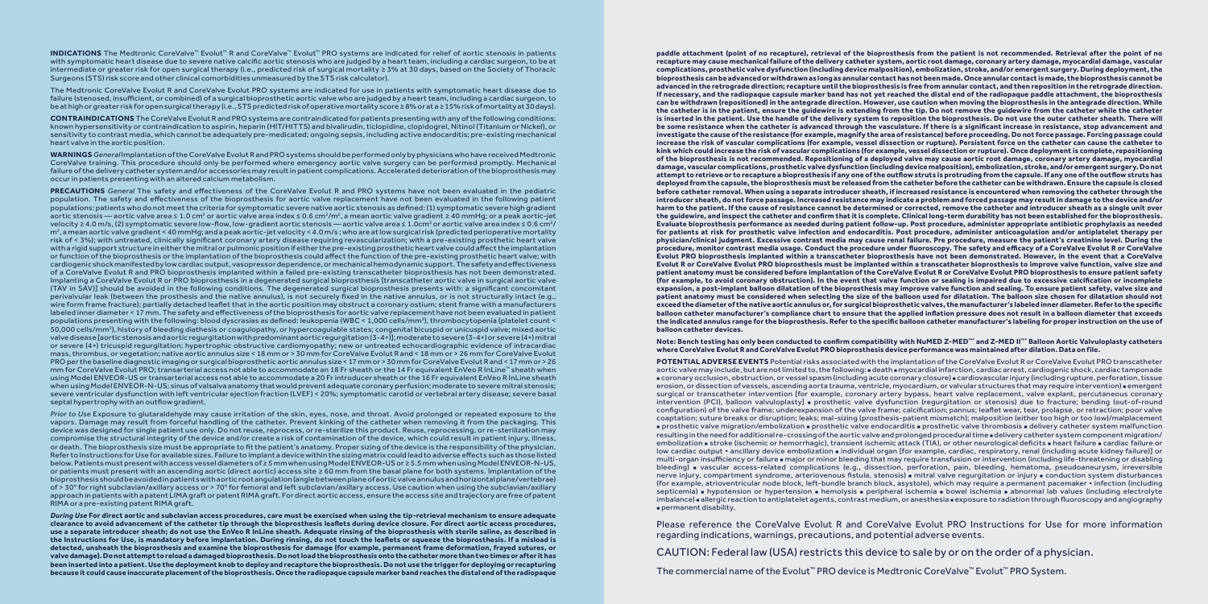**INDICATIONS** The Medtronic CoreValve™ Evolut™ R and CoreValve™ Evolut™ PRO systems are indicated for relief of aortic stenosis in patients with symptomatic heart disease due to severe native calcific aortic stenosis who are judged by a heart team, including a cardiac surgeon, to be at intermediate or greater risk for open surgical therapy (i.e., predicted risk of surgical mortality ≥ 3% at 30 days, based on the Society of Thoracic Surgeons (STS) risk score and other clinical comorbidities unmeasured by the STS risk calculator).

The Medtronic CoreValve Evolut R and CoreValve Evolut PRO systems are indicated for use in patients with symptomatic heart disease due to failure (stenosed, insufficient, or combined) of a surgical bioprosthetic aortic valve who are judged by a heart team, including a cardiac surgeon, to be at high or greater risk for open surgical therapy (i.e., STS predicted risk of operative mortality score ≥ 8% or at a ≥ 15% risk of mortality at 30 days).

**CONTRAINDICATIONS** The CoreValve Evolut R and PRO systems are contraindicated for patients presenting with any of the following conditions: known hypersensitivity or contraindication to aspirin, heparin (HIT/HITTS) and bivalirudin, ticlopidine, clopidogrel, Nitinol (Titanium or Nickel), or sensitivity to contrast media, which cannot be adequately pre-medicated; ongoing sepsis, including active endocarditis; pre-existing mechanical heart valve in the aortic position.

**WARNINGS** *General* Implantation of the CoreValve Evolut R and PRO systems should be performed only by physicians who have received Medtronic CoreValve training. This procedure should only be performed where emergency aortic valve surgery can be performed promptly. Mechanical failure of the delivery catheter system and/or accessories may result in patient complications. Accelerated deterioration of the bioprosthesis may occur in patients presenting with an altered calcium metabolism.

**PRECAUTIONS** *General* The safety and effectiveness of the CoreValve Evolut R and PRO systems have not been evaluated in the pediatric population. The safety and effectiveness of the bioprostheses for aortic valve replacement have not been evaluated in the following patient populations: patients who do not meet the criteria for symptomatic severe native aortic stenosis as defined: (1) symptomatic severe high gradient aortic stenosis — aortic valve area ≤ 1.0 $cm^2$ or aortic valve area index ≤ 0.6 $cm^2/m^2$, a mean aortic valve gradient ≥ 40 mmHg; or a peak aortic-jet velocity ≥ 4.0 m/s, (2) symptomatic severe low-flow, low-gradient aortic stenosis — aortic valve area ≤ 1.0 $cm^2$ or aortic valve area index ≤ 0.6 $cm^2/m^2$, a mean aortic valve gradient < 40 mmHg; and a peak aortic-jet velocity < 4.0 m/s ; who are at low surgical risk (predicted perioperative mortality risk of < 3%); with untreated, clinically significant coronary artery disease requiring revascularization; with a pre-existing prosthetic heart valve with a rigid support structure in either the mitral or pulmonic position if either the pre-existing prosthetic heart valve could affect the implantation or function of the bioprosthesis or the implantation of the bioprosthesis could affect the function of the pre-existing prosthetic heart valve; with cardiogenic shock manifested by low cardiac output, vasopressor dependence, or mechanical hemodynamic support. The safety and effectiveness of a CoreValve Evolut R and PRO bioprosthesis implanted within a failed pre-existing transcatheter bioprosthesis has not been demonstrated. Implanting a CoreValve Evolut R or PRO bioprosthesis in a degenerated surgical bioprosthesis [transcatheter aortic valve in surgical aortic valve (TAV in SAV)] should be avoided in the following conditions. The degenerated surgical bioprosthesis presents with: a significant concomitant perivalvular leak (between the prosthesis and the native annulus), is not securely fixed in the native annulus, or is not structurally intact (e.g., wire form frame fracture); partially detached leaflet that in the aortic position may obstruct a coronary ostium; stent frame with a manufacturers labeled inner diameter < 17 mm. The safety and effectiveness of the bioprosthesis for aortic valve replacement have not been evaluated in patient populations presenting with the following: blood dyscrasias as defined: leukopenia (WBC < 1,000 cells/$mm^3$), thrombocytopenia (platelet count < 50,000 cells/$mm^3$), history of bleeding diathesis or coagulopathy, or hypercoagulable states; congenital bicuspid or unicuspid valve; mixed aortic valve disease [aortic stenosis and aortic regurgitation with predominant aortic regurgitation (3-4+)]; moderate to severe (3-4+) or severe (4+) mitral or severe (4+) tricuspid regurgitation; hypertrophic obstructive cardiomyopathy; new or untreated echocardiographic evidence of intracardiac mass, thrombus, or vegetation; native aortic annulus size < 18 mm or > 30 mm for CoreValve Evolut R and < 18 mm or > 26 mm for CoreValve Evolut PRO per the baseline diagnostic imaging or surgical bioprosthetic aortic annulus size < 17 mm or > 30 mm for CoreValve Evolut R and < 17 mm or > 26 mm for CoreValve Evolut PRO; transarterial access not able to accommodate an 18 Fr sheath or the 14 Fr equivalent EnVeo R InLine™ sheath when using Model ENVEOR-US or transarterial access not able to accommodate a 20 Fr introducer sheath or the 16 Fr equivalent EnVeo R InLine sheath when using Model ENVEOR-N-US; sinus of valsalva anatomy that would prevent adequate coronary perfusion; moderate to severe mitral stenosis; severe ventricular dysfunction with left ventricular ejection fraction (LVEF) < 20%; symptomatic carotid or vertebral artery disease; severe basal septal hypertrophy with an outflow gradient.

*Prior to Use* Exposure to glutaraldehyde may cause irritation of the skin, eyes, nose, and throat. Avoid prolonged or repeated exposure to the vapors. Damage may result from forceful handling of the catheter. Prevent kinking of the catheter when removing it from the packaging. This device was designed for single patient use only. Do not reuse, reprocess, or re-sterilize this product. Reuse, reprocessing, or re-sterilization may compromise the structural integrity of the device and/or create a risk of contamination of the device, which could result in patient injury, illness, or death. The bioprosthesis size must be appropriate to fit the patient's anatomy. Proper sizing of the device is the responsibility of the physician. Refer to Instructions for Use for available sizes. Failure to implant a device within the sizing matrix could lead to adverse effects such as those listed below. Patients must present with access vessel diameters of ≥ 5 mm when using Model ENVEOR-US or ≥ 5.5 mm when using Model ENVEOR-N-US, or patients must present with an ascending aortic (direct aortic) access site ≥ 60 mm from the basal plane for both systems. Implantation of the bioprosthesis should be avoided in patients with aortic root angulation (angle between plane of aortic valve annulus and horizontal plane/vertebrae) of > 30° for right subclavian/axillary access or > 70° for femoral and left subclavian/axillary access. Use caution when using the subclavian/axillary approach in patients with a patent LIMA graft or patent RIMA graft. For direct aortic access, ensure the access site and trajectory are free of patent RIMA or a pre-existing patent RIMA graft.

***During Use*** **For direct aortic and subclavian access procedures, care must be exercised when using the tip-retrieval mechanism to ensure adequate clearance to avoid advancement of the catheter tip through the bioprosthesis leaflets during device closure. For direct aortic access procedures, use a separate introducer sheath; do not use the EnVeo R InLine sheath. Adequate rinsing of the bioprosthesis with sterile saline, as described in the Instructions for Use, is mandatory before implantation. During rinsing, do not touch the leaflets or squeeze the bioprosthesis. If a mishap is detected, unsheath the bioprosthesis and examine the bioprosthesis for damage (for example, permanent frame deformation, frayed sutures, or valve damage). Do not attempt to reload a damaged bioprosthesis. Do not load the bioprosthesis onto the catheter more than two times or after it has been inserted into a patient. Use the deployment knob to deploy and recapture the bioprosthesis. Do not use the trigger for deploying or recapturing because it could cause inaccurate placement of the bioprosthesis. Once the radiopaque capsule marker band reaches the distal end of the radiopaque paddle attachment (point of no recapture), retrieval of the bioprosthesis from the patient is not recommended. Retrieval after the point of no recapture may cause mechanical failure of the delivery catheter system, aortic root damage, coronary artery damage, myocardial damage, vascular complications, prosthetic valve dysfunction (including device malposition), embolization, stroke, and/or emergent surgery. During deployment, the bioprosthesis can be advanced or withdrawn as long as annular contact has not been made. Once annular contact is made, the bioprosthesis cannot be advanced in the retrograde direction; recapture until the bioprosthesis is free from annular contact, and then reposition in the retrograde direction. If necessary, and the radiopaque capsule marker band has not yet reached the distal end of the radiopaque paddle attachment, the bioprosthesis can be withdrawn (repositioned) in the antegrade direction. However, use caution when moving the bioprosthesis in the antegrade direction. While the catheter is in the patient, ensure the guidewire is extending from the tip. Do not remove the guidewire from the catheter while the catheter is inserted in the patient. Use the handle of the delivery system to reposition the bioprosthesis. Do not use the outer catheter sheath. There will be some resistance when the catheter is advanced through the vasculature. If there is a significant increase in resistance, stop advancement and investigate the cause of the resistance (for example, magnify the area of resistance) before proceeding. Do not force passage. Forcing passage could increase the risk of vascular complications (for example, vessel dissection or rupture). Persistent force on the catheter can cause the catheter to kink which could increase the risk of vascular complications (for example, vessel dissection or rupture). Once deployment is complete, repositioning of the bioprosthesis is not recommended. Repositioning of a deployed valve may cause aortic root damage, coronary artery damage, myocardial damage, vascular complications, prosthetic valve dysfunction (including device malposition), embolization, stroke, and/or emergent surgery. Do not attempt to retrieve or to recapture a bioprosthesis if any one of the outflow struts is protruding from the capsule. If any one of the outflow struts has deployed from the capsule, the bioprosthesis must be released from the catheter before the catheter can be withdrawn. Ensure the capsule is closed before catheter removal. When using a separate introducer sheath, if increased resistance is encountered when removing the catheter through the introducer sheath, do not force passage. Increased resistance may indicate a problem and forced passage may result in damage to the device and/or harm to the patient. If the cause of resistance cannot be determined or corrected, remove the catheter and introducer sheath as a single unit over the guidewire, and inspect the catheter and confirm that it is complete. Clinical long-term durability has not been established for the bioprosthesis. Evaluate bioprosthesis performance as needed during patient follow-up. Post procedure, administer appropriate antibiotic prophylaxis as needed for patients at risk for prosthetic valve infection and endocarditis. Post procedure, administer anticoagulation and/or antiplatelet therapy per physician/clinical judgment. Excessive contrast media may cause renal failure. Pre procedure, measure the patient's creatinine level. During the procedure, monitor contrast media usage. Conduct the procedure under fluoroscopy. The safety and efficacy of a CoreValve Evolut R or CoreValve Evolut PRO bioprosthesis implanted within a transcatheter bioprosthesis have not been demonstrated. However, in the event that a CoreValve Evolut R or CoreValve Evolut PRO bioprosthesis must be implanted within a transcatheter bioprosthesis to improve valve function, valve size and patient anatomy must be considered before implantation of the CoreValve Evolut R or CoreValve Evolut PRO bioprosthesis to ensure patient safety (for example, to avoid coronary obstruction). In the event that valve function or sealing is impaired due to excessive calcification or incomplete expansion, a post-implant balloon dilatation of the bioprosthesis may improve valve function and sealing. To ensure patient safety, valve size and patient anatomy must be considered when selecting the size of the balloon used for dilatation. The balloon size chosen for dilatation should not exceed the diameter of the native aortic annulus or, for surgical bioprosthetic valves, the manufacturer's labeled inner diameter. Refer to the specific balloon catheter manufacturer's compliance chart to ensure that the applied inflation pressure does not result in a balloon diameter that exceeds the indicated annulus range for the bioprosthesis. Refer to the specific balloon catheter manufacturer's labeling for proper instruction on the use of balloon catheter devices.**

**Note: Bench testing has only been conducted to confirm compatibility with NuMED Z-MED™ and Z-MED II™ Balloon Aortic Valvuloplasty catheters where CoreValve Evolut R and CoreValve Evolut PRO bioprosthesis device performance was maintained after dilation. Data on file.**

**POTENTIAL ADVERSE EVENTS** Potential risks associated with the implantation of the CoreValve Evolut R or CoreValve Evolut PRO transcatheter aortic valve may include, but are not limited to, the following: ▪ death ▪ myocardial infarction, cardiac arrest, cardiogenic shock, cardiac tamponade ▪ coronary occlusion, obstruction, or vessel spasm (including acute coronary closure) ▪ cardiovascular injury (including rupture, perforation, tissue erosion, or dissection of vessels, ascending aorta trauma, ventricle, myocardium, or valvular structures that may require intervention) ▪ emergent surgical or transcatheter intervention [for example, coronary artery bypass, heart valve replacement, valve explant, percutaneous coronary intervention (PCI), balloon valvuloplasty] ▪ prosthetic valve dysfunction (regurgitation or stenosis) due to fracture; bending (out-of-round configuration) of the valve frame; underexpansion of the valve frame; calcification; pannus; leaflet wear, tear, prolapse, or retraction; poor valve coaptation; suture breaks or disruption; leaks; mal-sizing (prosthesis-patient mismatch); malposition (either too high or too low)/malplacement ▪ prosthetic valve migration/embolization ▪ prosthetic valve endocarditis ▪ prosthetic valve thrombosis ▪ delivery catheter system malfunction resulting in the need for additional re-crossing of the aortic valve and prolonged procedural time ▪ delivery catheter system component migration/embolization ▪ stroke (ischemic or hemorrhagic), transient ischemic attack (TIA), or other neurological deficits ▪ heart failure ▪ cardiac failure or low cardiac output ▪ ancillary device embolization ▪ individual organ [for example, cardiac, respiratory, renal (including acute kidney failure)] or multi-organ insufficiency or failure ▪ major or minor bleeding that may require transfusion or intervention (including life-threatening or disabling bleeding) ▪ vascular access-related complications (e.g., dissection, perforation, pain, bleeding, hematoma, pseudoaneurysm, irreversible nerve injury, compartment syndrome, arteriovenous fistula, stenosis) ▪ mitral valve regurgitation or injury ▪ conduction system disturbances (for example, atrioventricular node block, left-bundle branch block, asystole), which may require a permanent pacemaker ▪ infection (including septicemia) ▪ hypotension or hypertension ▪ hemolysis ▪ peripheral ischemia ▪ bowel ischemia ▪ abnormal lab values (including electrolyte imbalance) ▪ allergic reaction to antiplatelet agents, contrast medium, or anesthesia ▪ exposure to radiation through fluoroscopy and angiography ▪ permanent disability.

Please reference the CoreValve Evolut R and CoreValve Evolut PRO Instructions for Use for more information regarding indications, warnings, precautions, and potential adverse events.

CAUTION: Federal law (USA) restricts this device to sale by or on the order of a physician.

The commercial name of the Evolut™ PRO device is Medtronic CoreValve™ Evolut™ PRO System.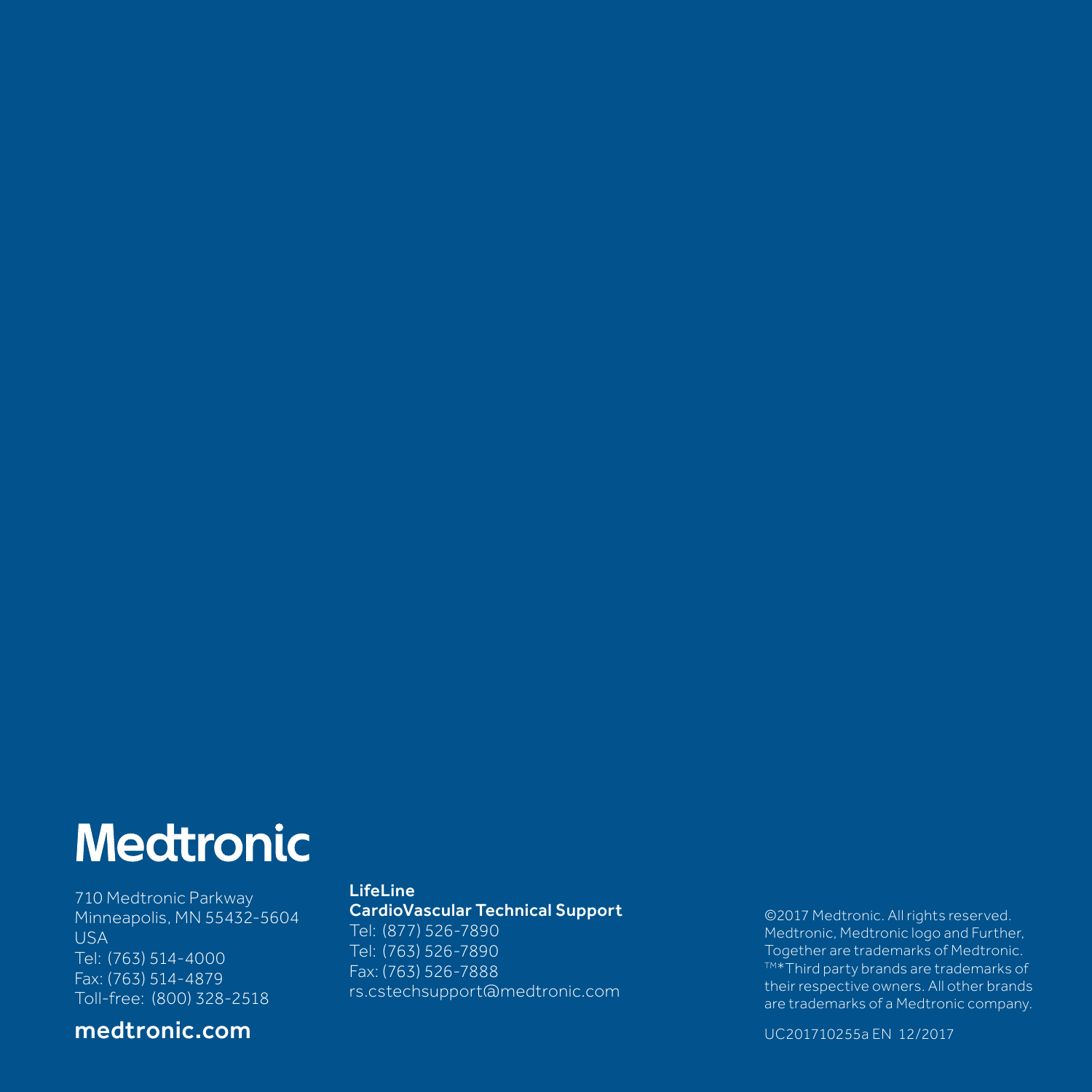# Medtronic

710 Medtronic Parkway
Minneapolis, MN 55432-5604
USA
Tel: (763) 514-4000
Fax: (763) 514-4879
Toll-free: (800) 328-2518

**medtronic.com**

**LifeLine**
**CardioVascular Technical Support**
Tel: (877) 526-7890
Tel: (763) 526-7890
Fax: (763) 526-7888
rs.cstechsupport@medtronic.com

©2017 Medtronic. All rights reserved. Medtronic, Medtronic logo and Further, Together are trademarks of Medtronic. ™*Third party brands are trademarks of their respective owners. All other brands are trademarks of a Medtronic company.

UC201710255a EN 12/2017